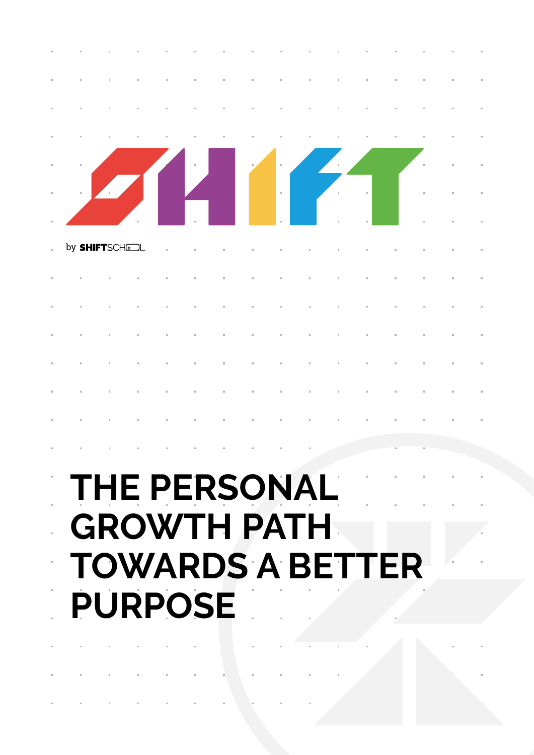# SHIFT

by SHIFTSCHOOL

# THE PERSONAL GROWTH PATH TOWARDS A BETTER PURPOSE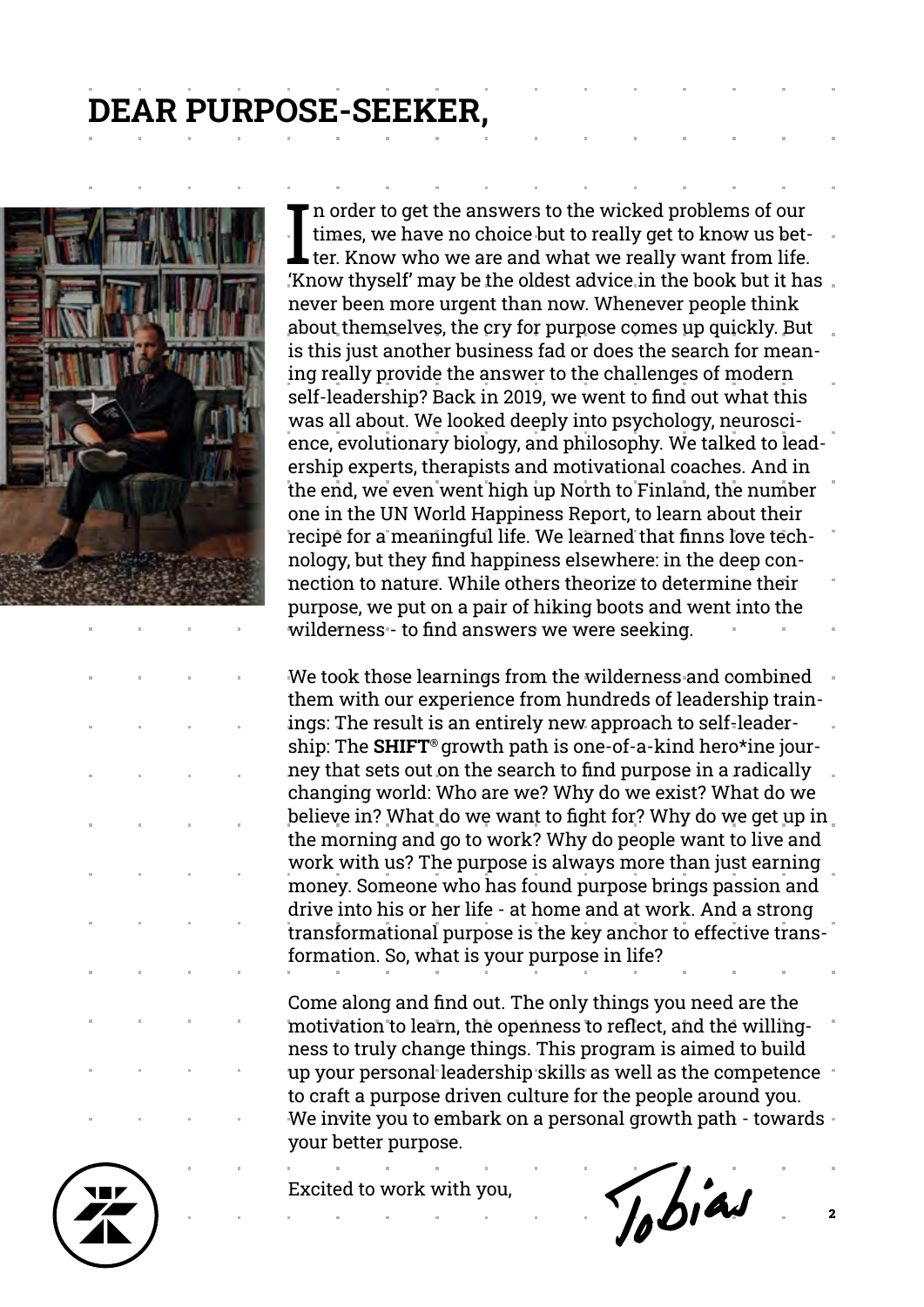# DEAR PURPOSE-SEEKER,

In order to get the answers to the wicked problems of our times, we have no choice but to really get to know us better. Know who we are and what we really want from life. 'Know thyself' may be the oldest advice in the book but it has never been more urgent than now. Whenever people think about themselves, the cry for purpose comes up quickly. But is this just another business fad or does the search for meaning really provide the answer to the challenges of modern self-leadership? Back in 2019, we went to find out what this was all about. We looked deeply into psychology, neuroscience, evolutionary biology, and philosophy. We talked to leadership experts, therapists and motivational coaches. And in the end, we even went high up North to Finland, the number one in the UN World Happiness Report, to learn about their recipe for a meaningful life. We learned that finns love technology, but they find happiness elsewhere: in the deep connection to nature. While others theorize to determine their purpose, we put on a pair of hiking boots and went into the wilderness - to find answers we were seeking.

We took those learnings from the wilderness and combined them with our experience from hundreds of leadership trainings: The result is an entirely new approach to self-leadership: The **SHIFT**® growth path is one-of-a-kind hero*ine journey that sets out on the search to find purpose in a radically changing world: Who are we? Why do we exist? What do we believe in? What do we want to fight for? Why do we get up in the morning and go to work? Why do people want to live and work with us? The purpose is always more than just earning money. Someone who has found purpose brings passion and drive into his or her life - at home and at work. And a strong transformational purpose is the key anchor to effective transformation. So, what is your purpose in life?

Come along and find out. The only things you need are the motivation to learn, the openness to reflect, and the willingness to truly change things. This program is aimed to build up your personal leadership skills as well as the competence to craft a purpose driven culture for the people around you. We invite you to embark on a personal growth path - towards your better purpose.

Excited to work with you,

Tobias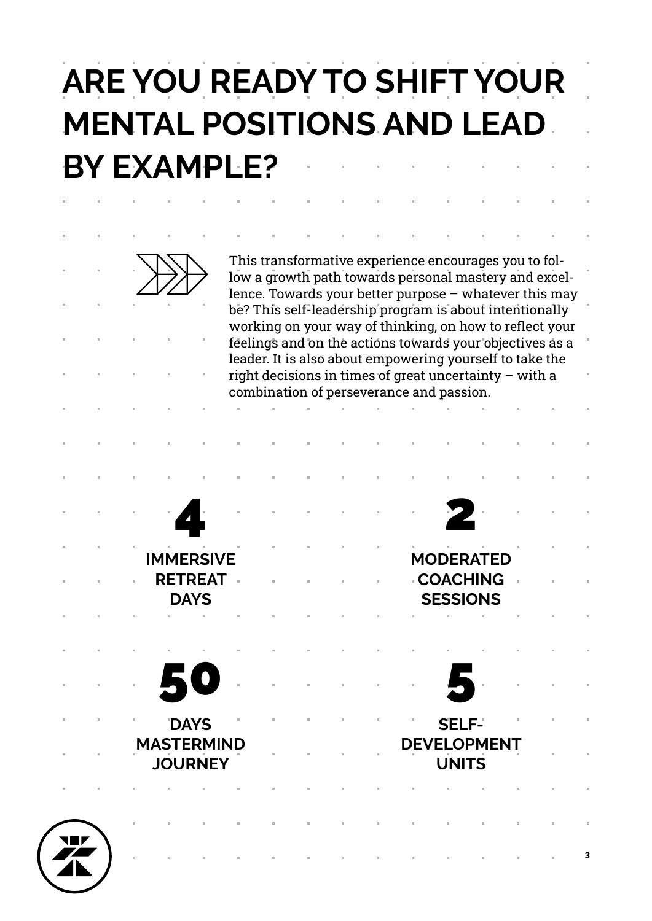# ARE YOU READY TO SHIFT YOUR MENTAL POSITIONS AND LEAD BY EXAMPLE?

This transformative experience encourages you to follow a growth path towards personal mastery and excellence. Towards your better purpose – whatever this may be? This self-leadership program is about intentionally working on your way of thinking, on how to reflect your feelings and on the actions towards your objectives as a leader. It is also about empowering yourself to take the right decisions in times of great uncertainty – with a combination of perseverance and passion.

**4**
**IMMERSIVE RETREAT DAYS**

**2**
**MODERATED COACHING SESSIONS**

**50**
**DAYS MASTERMIND JOURNEY**

**5**
**SELF-DEVELOPMENT UNITS**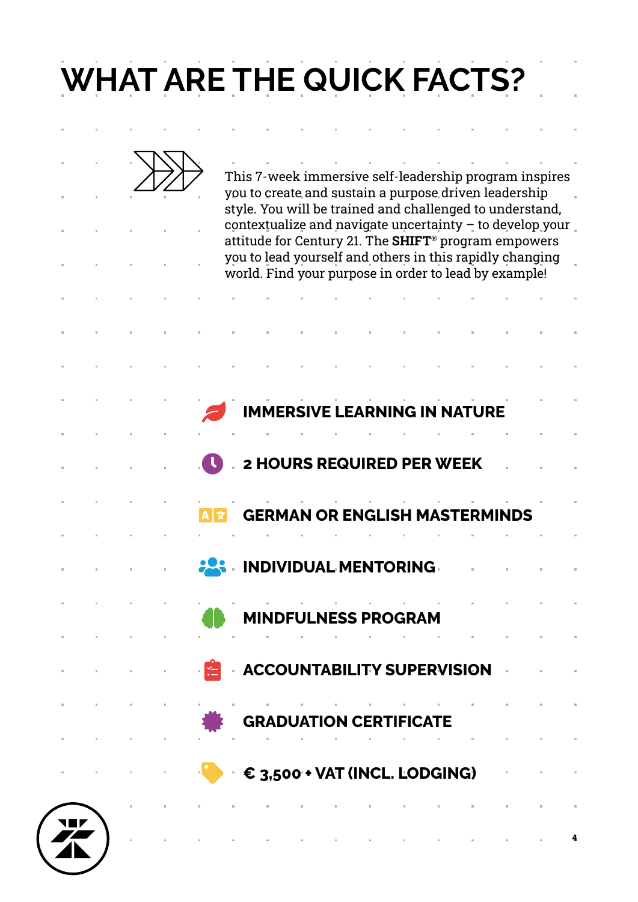# WHAT ARE THE QUICK FACTS?

This 7-week immersive self-leadership program inspires you to create and sustain a purpose driven leadership style. You will be trained and challenged to understand, contextualize and navigate uncertainty – to develop your attitude for Century 21. The **SHIFT**® program empowers you to lead yourself and others in this rapidly changing world. Find your purpose in order to lead by example!

- **IMMERSIVE LEARNING IN NATURE**
- **2 HOURS REQUIRED PER WEEK**
- **GERMAN OR ENGLISH MASTERMINDS**
- **INDIVIDUAL MENTORING**
- **MINDFULNESS PROGRAM**
- **ACCOUNTABILITY SUPERVISION**
- **GRADUATION CERTIFICATE**
- **€ 3,500 + VAT (INCL. LODGING)**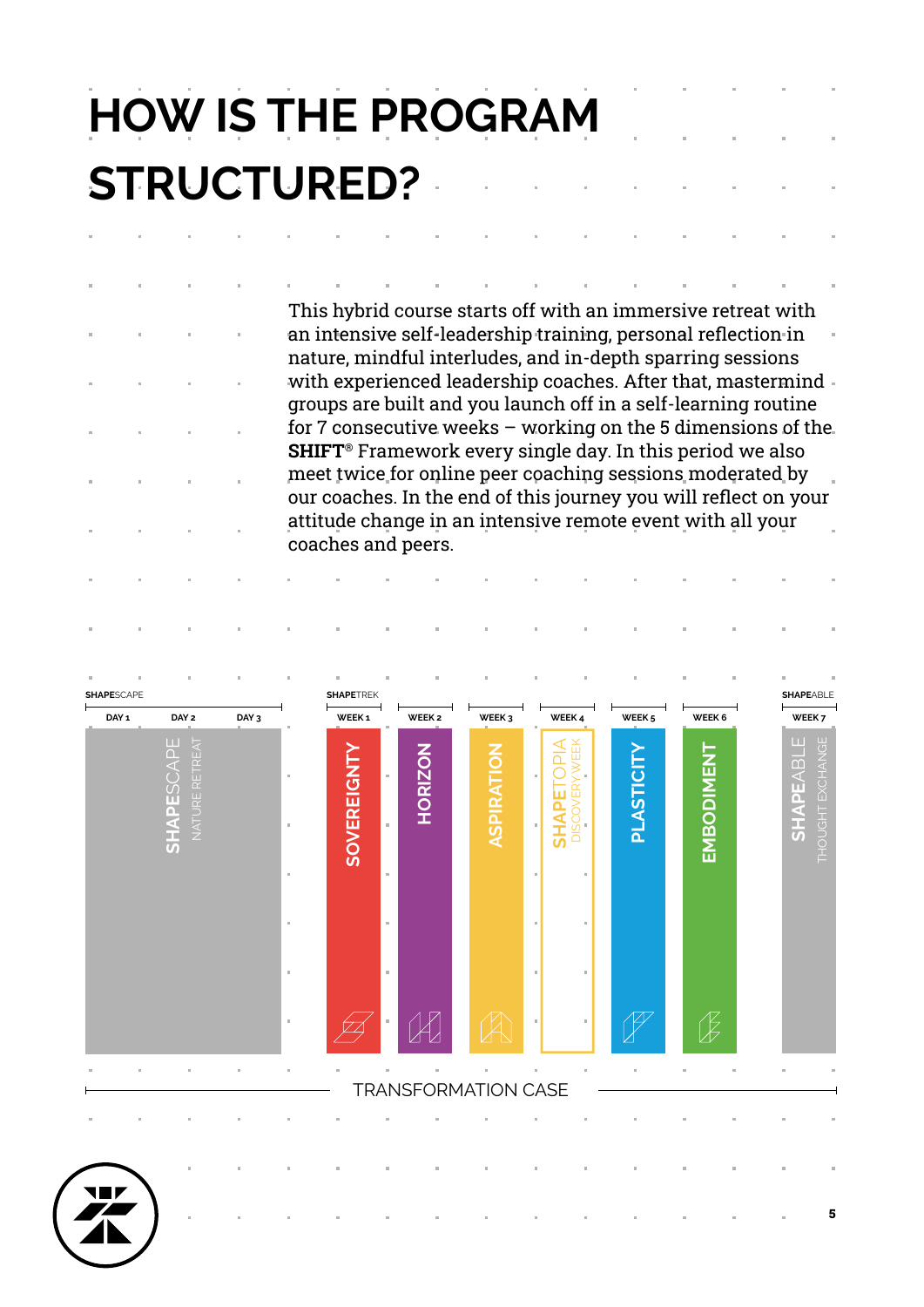# HOW IS THE PROGRAM STRUCTURED?

This hybrid course starts off with an immersive retreat with an intensive self-leadership training, personal reflection in nature, mindful interludes, and in-depth sparring sessions with experienced leadership coaches. After that, mastermind groups are built and you launch off in a self-learning routine for 7 consecutive weeks – working on the 5 dimensions of the **SHIFT**® Framework every single day. In this period we also meet twice for online peer coaching sessions moderated by our coaches. In the end of this journey you will reflect on your attitude change in an intensive remote event with all your coaches and peers.

| **SHAPE**SCAPE | | | **SHAPE**TREK | | | | | | **SHAPE**ABLE |
|---|---|---|---|---|---|---|---|---|---|
| DAY 1 | DAY 2 | DAY 3 | WEEK 1 | WEEK 2 | WEEK 3 | WEEK 4 | WEEK 5 | WEEK 6 | WEEK 7 |
| **SHAPE**SCAPE NATURE RETREAT | | | SOVEREIGNTY | HORIZON | ASPIRATION | **SHAPE**TOPIA DISCOVERY WEEK | PLASTICITY | EMBODIMENT | **SHAPE**ABLE THOUGHT EXCHANGE |

TRANSFORMATION CASE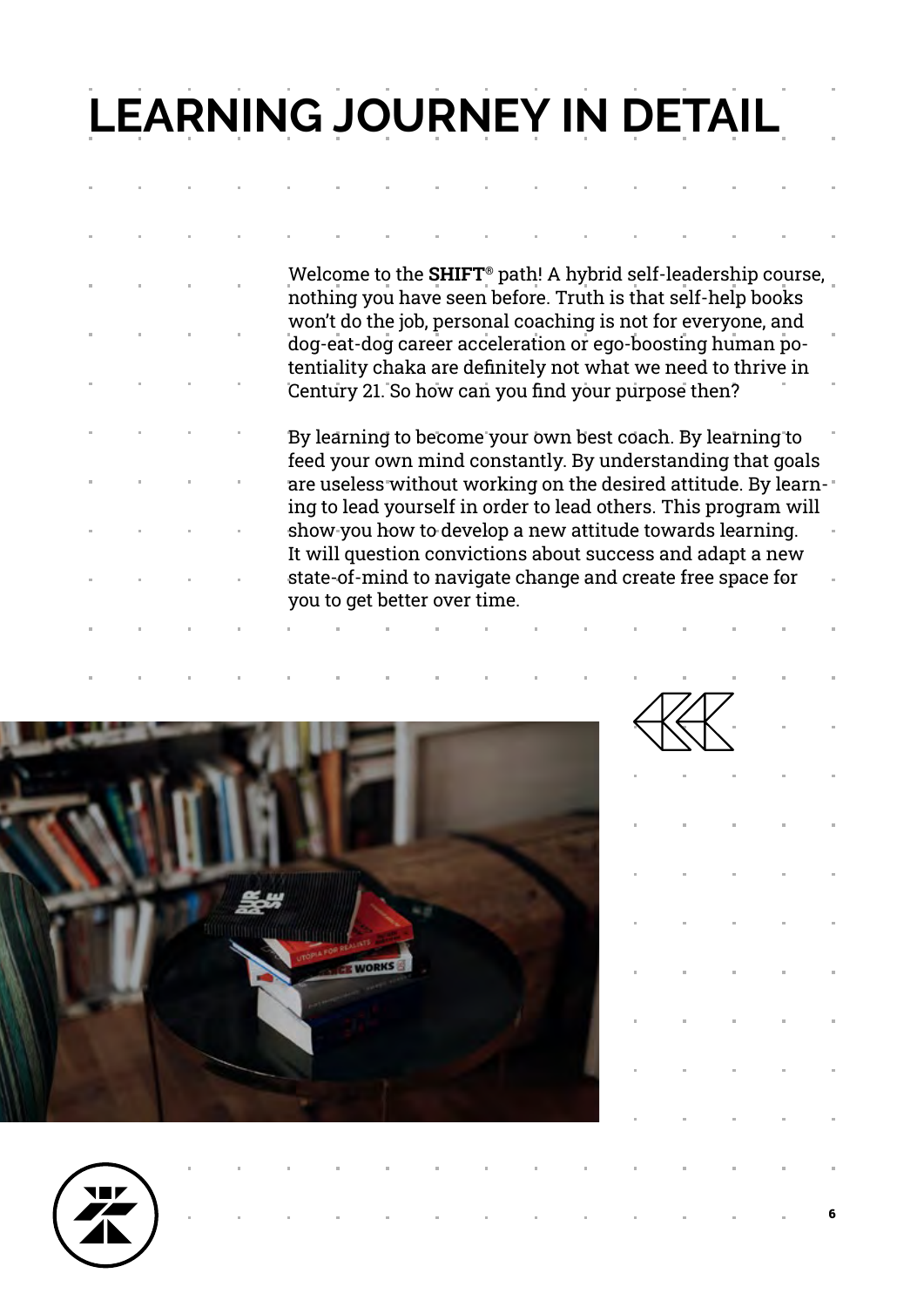# LEARNING JOURNEY IN DETAIL

Welcome to the **SHIFT**® path! A hybrid self-leadership course, nothing you have seen before. Truth is that self-help books won't do the job, personal coaching is not for everyone, and dog-eat-dog career acceleration or ego-boosting human potentiality chaka are definitely not what we need to thrive in Century 21. So how can you find your purpose then?

By learning to become your own best coach. By learning to feed your own mind constantly. By understanding that goals are useless without working on the desired attitude. By learning to lead yourself in order to lead others. This program will show you how to develop a new attitude towards learning. It will question convictions about success and adapt a new state-of-mind to navigate change and create free space for you to get better over time.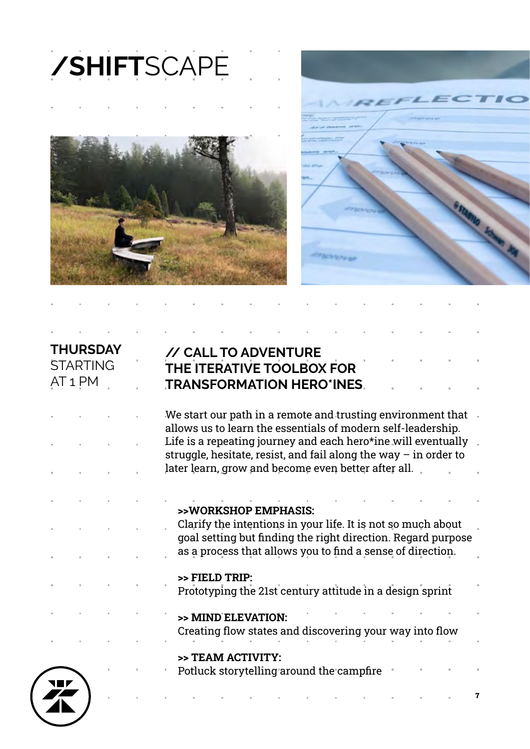# /SHIFTSCAPE

**THURSDAY**
STARTING AT 1 PM

## // CALL TO ADVENTURE THE ITERATIVE TOOLBOX FOR TRANSFORMATION HERO*INES

We start our path in a remote and trusting environment that allows us to learn the essentials of modern self-leadership. Life is a repeating journey and each hero*ine will eventually struggle, hesitate, resist, and fail along the way – in order to later learn, grow and become even better after all.

**>>WORKSHOP EMPHASIS:**
Clarify the intentions in your life. It is not so much about goal setting but finding the right direction. Regard purpose as a process that allows you to find a sense of direction.

**>> FIELD TRIP:**
Prototyping the 21st century attitude in a design sprint

**>> MIND ELEVATION:**
Creating flow states and discovering your way into flow

**>> TEAM ACTIVITY:**
Potluck storytelling around the campfire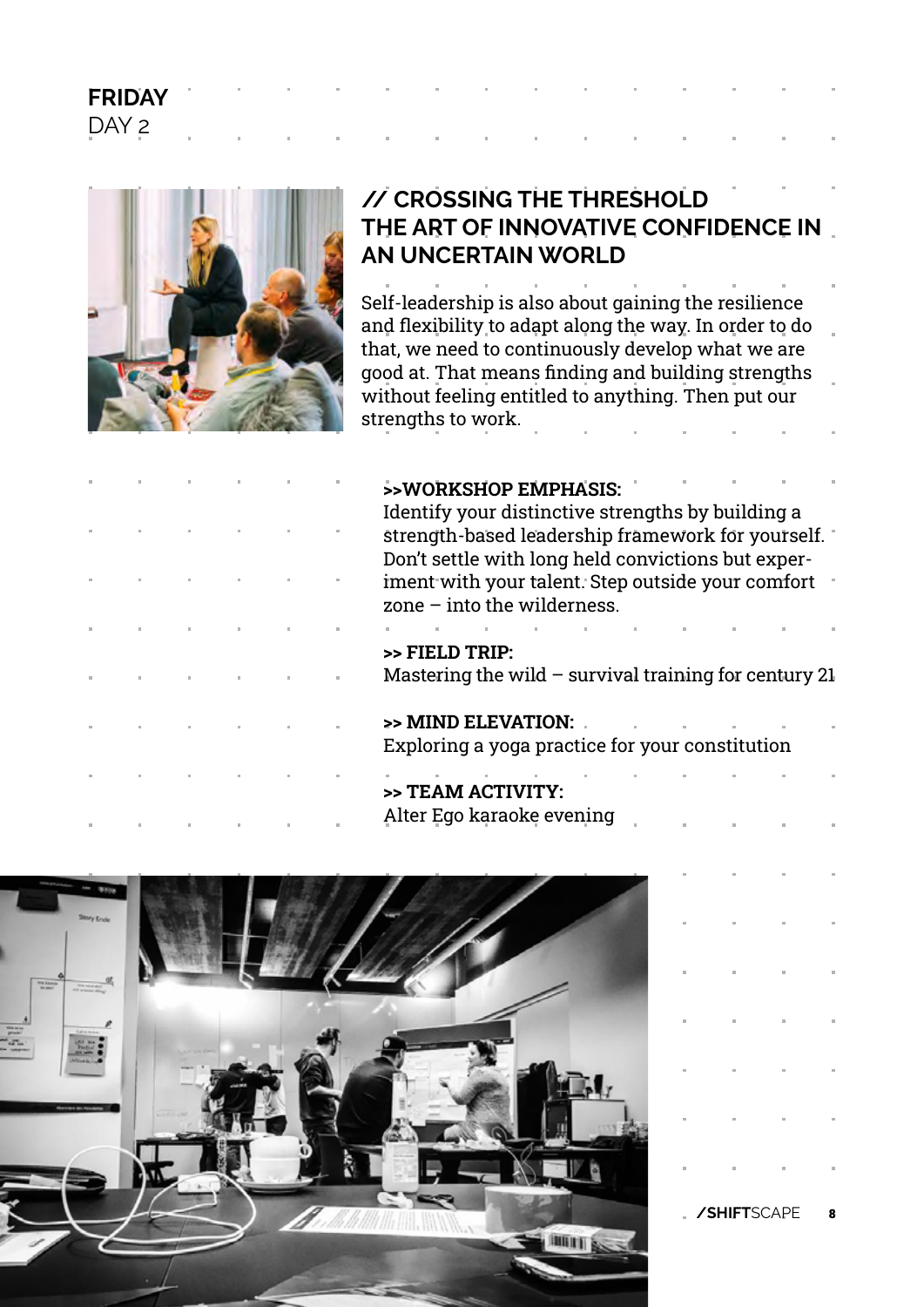**FRIDAY**
DAY 2

## // CROSSING THE THRESHOLD THE ART OF INNOVATIVE CONFIDENCE IN AN UNCERTAIN WORLD

Self-leadership is also about gaining the resilience and flexibility to adapt along the way. In order to do that, we need to continuously develop what we are good at. That means finding and building strengths without feeling entitled to anything. Then put our strengths to work.

**>>WORKSHOP EMPHASIS:**
Identify your distinctive strengths by building a strength-based leadership framework for yourself. Don't settle with long held convictions but experiment with your talent. Step outside your comfort zone – into the wilderness.

**>> FIELD TRIP:**
Mastering the wild – survival training for century 21

**>> MIND ELEVATION:**
Exploring a yoga practice for your constitution

**>> TEAM ACTIVITY:**
Alter Ego karaoke evening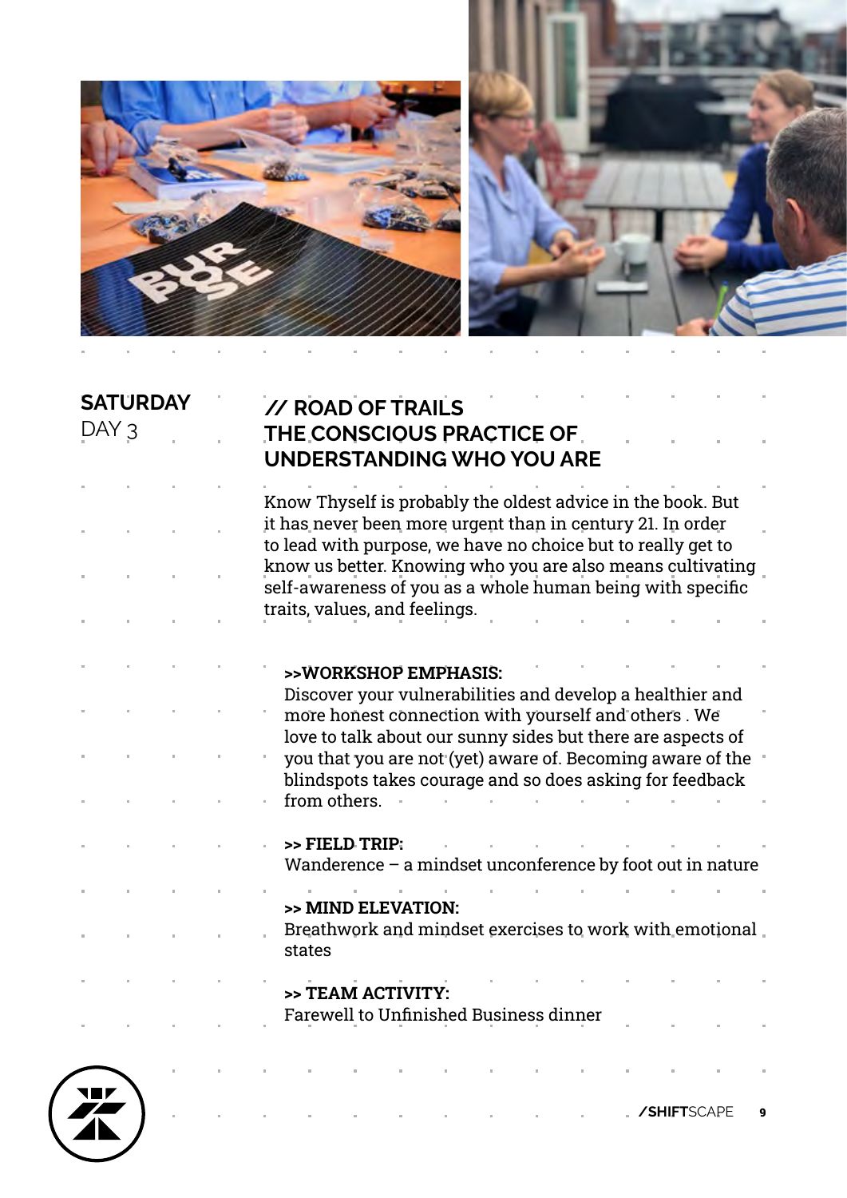## SATURDAY
DAY 3

## // ROAD OF TRAILS THE CONSCIOUS PRACTICE OF UNDERSTANDING WHO YOU ARE

Know Thyself is probably the oldest advice in the book. But it has never been more urgent than in century 21. In order to lead with purpose, we have no choice but to really get to know us better. Knowing who you are also means cultivating self-awareness of you as a whole human being with specific traits, values, and feelings.

**>>WORKSHOP EMPHASIS:**
Discover your vulnerabilities and develop a healthier and more honest connection with yourself and others . We love to talk about our sunny sides but there are aspects of you that you are not (yet) aware of. Becoming aware of the blindspots takes courage and so does asking for feedback from others.

**>> FIELD TRIP:**
Wanderence – a mindset unconference by foot out in nature

**>> MIND ELEVATION:**
Breathwork and mindset exercises to work with emotional states

**>> TEAM ACTIVITY:**
Farewell to Unfinished Business dinner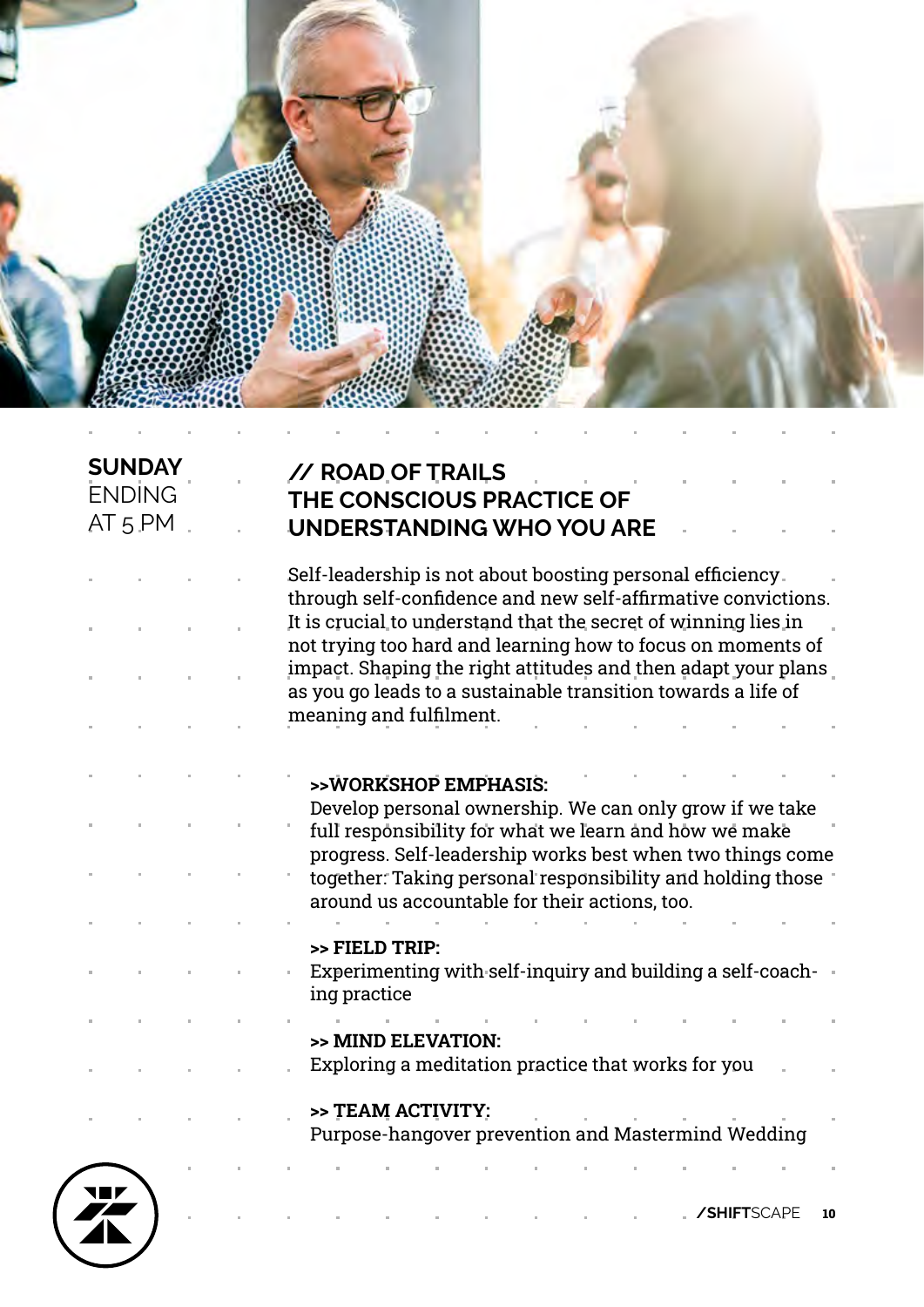**SUNDAY**
ENDING
AT 5 PM

## // ROAD OF TRAILS THE CONSCIOUS PRACTICE OF UNDERSTANDING WHO YOU ARE

Self-leadership is not about boosting personal efficiency through self-confidence and new self-affirmative convictions. It is crucial to understand that the secret of winning lies in not trying too hard and learning how to focus on moments of impact. Shaping the right attitudes and then adapt your plans as you go leads to a sustainable transition towards a life of meaning and fulfilment.

**>>WORKSHOP EMPHASIS:**
Develop personal ownership. We can only grow if we take full responsibility for what we learn and how we make progress. Self-leadership works best when two things come together: Taking personal responsibility and holding those around us accountable for their actions, too.

**>> FIELD TRIP:**
Experimenting with self-inquiry and building a self-coaching practice

**>> MIND ELEVATION:**
Exploring a meditation practice that works for you

**>> TEAM ACTIVITY:**
Purpose-hangover prevention and Mastermind Wedding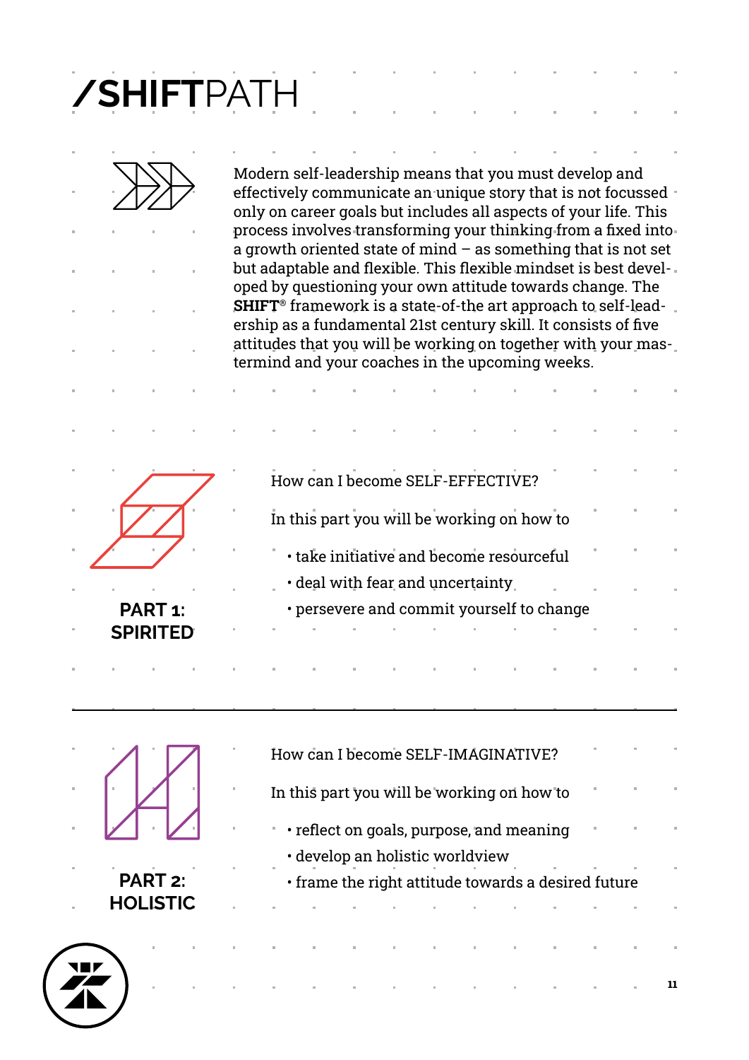# /SHIFTPATH

Modern self-leadership means that you must develop and effectively communicate an unique story that is not focussed only on career goals but includes all aspects of your life. This process involves transforming your thinking from a fixed into a growth oriented state of mind – as something that is not set but adaptable and flexible. This flexible mindset is best developed by questioning your own attitude towards change. The **SHIFT**® framework is a state-of-the art approach to self-leadership as a fundamental 21st century skill. It consists of five attitudes that you will be working on together with your mastermind and your coaches in the upcoming weeks.

## PART 1: SPIRITED

How can I become SELF-EFFECTIVE?

In this part you will be working on how to

- take initiative and become resourceful
- deal with fear and uncertainty
- persevere and commit yourself to change

## PART 2: HOLISTIC

How can I become SELF-IMAGINATIVE?

In this part you will be working on how to

- reflect on goals, purpose, and meaning
- develop an holistic worldview
- frame the right attitude towards a desired future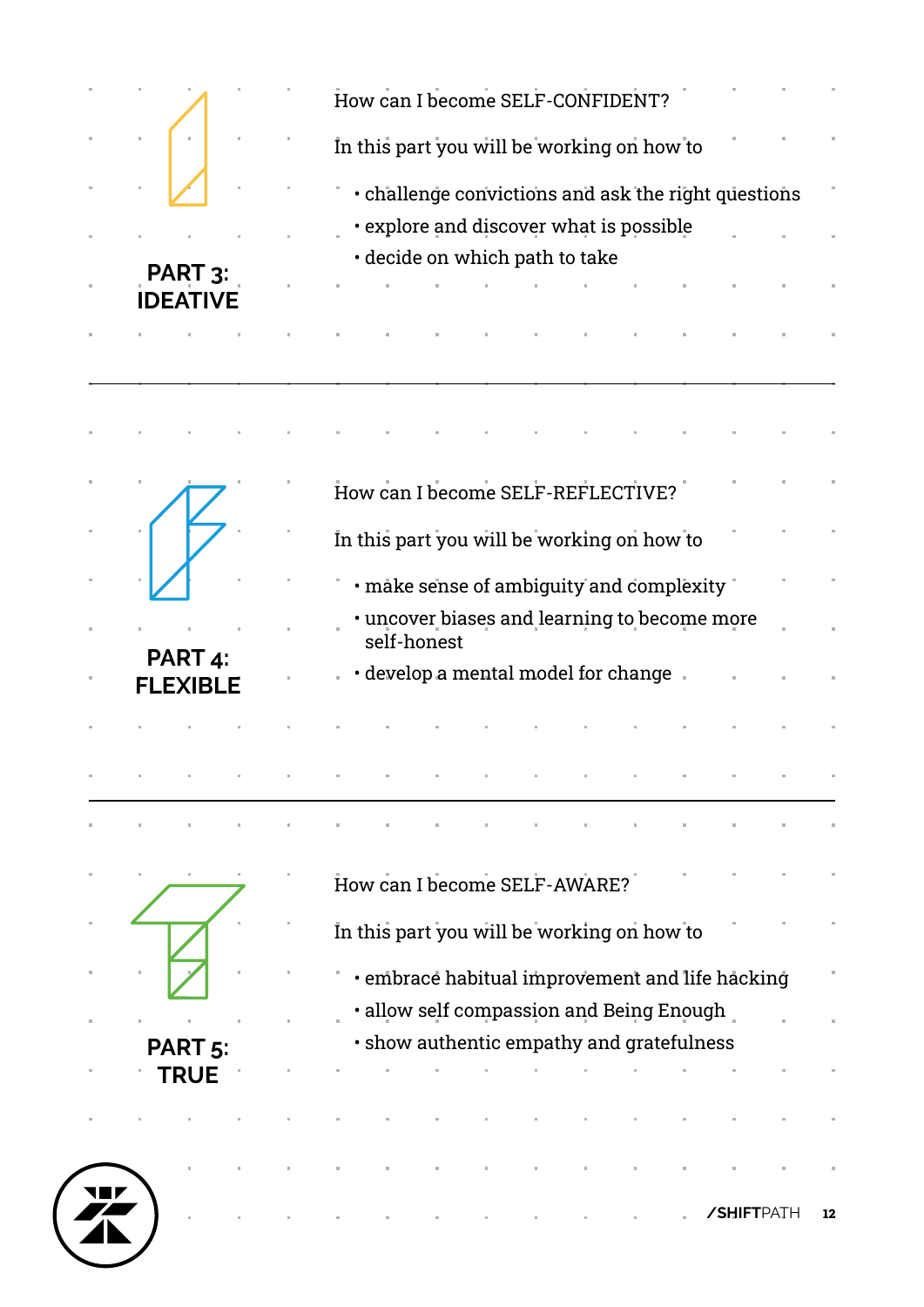## PART 3: IDEATIVE

How can I become SELF-CONFIDENT?

In this part you will be working on how to

- challenge convictions and ask the right questions
- explore and discover what is possible
- decide on which path to take

---

## PART 4: FLEXIBLE

How can I become SELF-REFLECTIVE?

In this part you will be working on how to

- make sense of ambiguity and complexity
- uncover biases and learning to become more self-honest
- develop a mental model for change

---

## PART 5: TRUE

How can I become SELF-AWARE?

In this part you will be working on how to

- embrace habitual improvement and life hacking
- allow self compassion and Being Enough
- show authentic empathy and gratefulness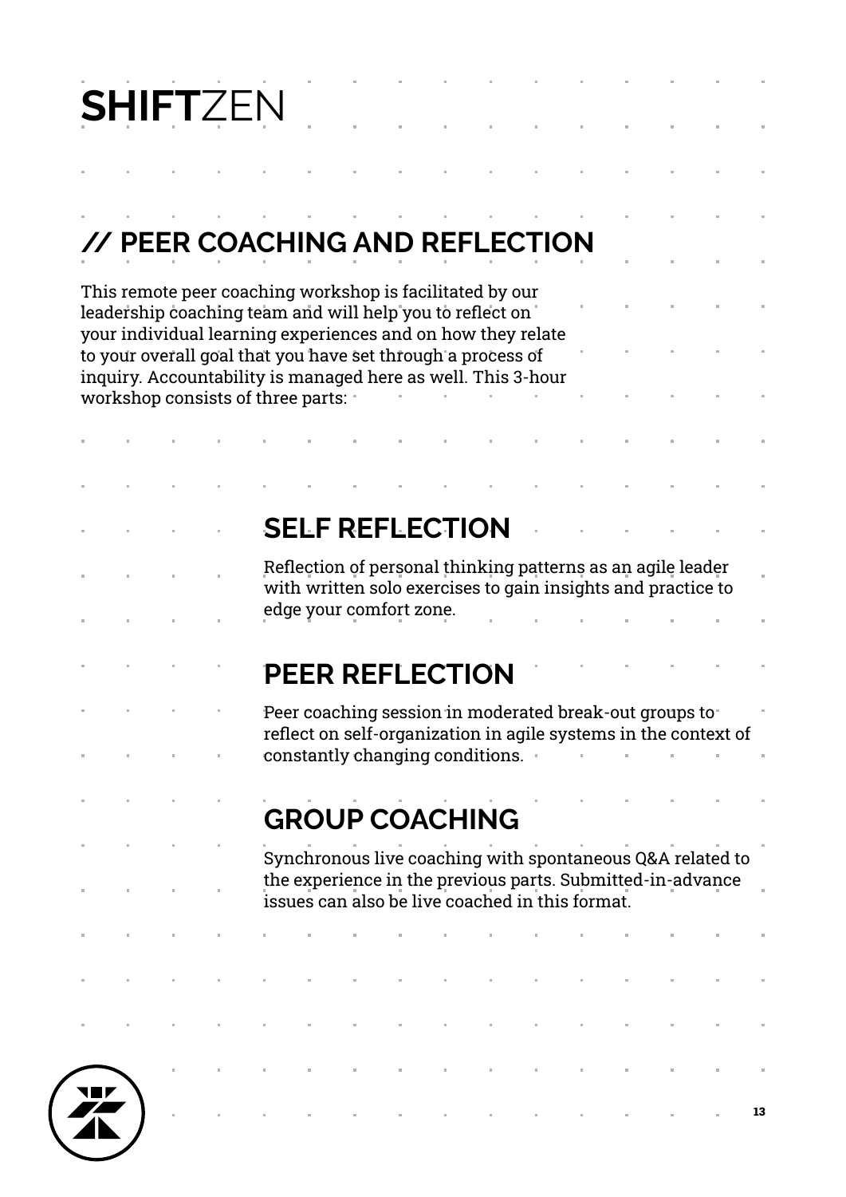## // PEER COACHING AND REFLECTION

This remote peer coaching workshop is facilitated by our leadership coaching team and will help you to reflect on your individual learning experiences and on how they relate to your overall goal that you have set through a process of inquiry. Accountability is managed here as well. This 3-hour workshop consists of three parts:

### SELF REFLECTION

Reflection of personal thinking patterns as an agile leader with written solo exercises to gain insights and practice to edge your comfort zone.

### PEER REFLECTION

Peer coaching session in moderated break-out groups to reflect on self-organization in agile systems in the context of constantly changing conditions.

### GROUP COACHING

Synchronous live coaching with spontaneous Q&A related to the experience in the previous parts. Submitted-in-advance issues can also be live coached in this format.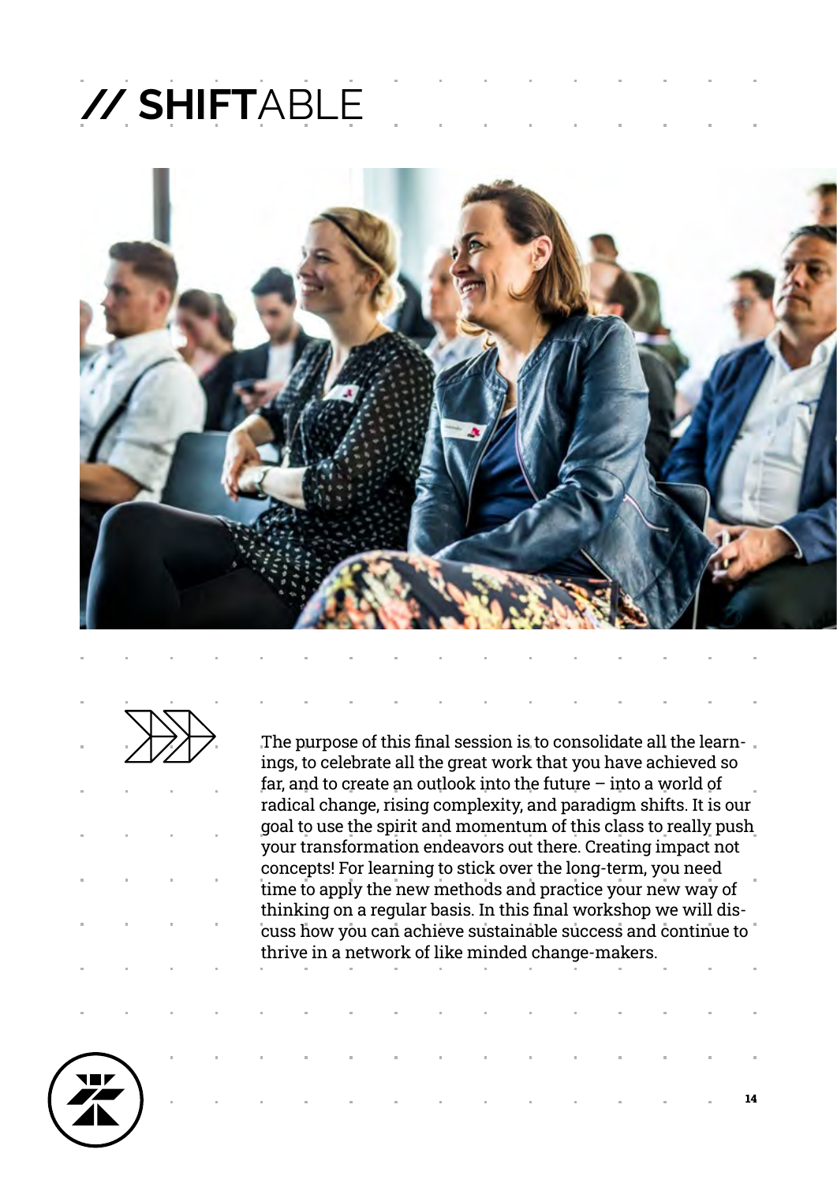# // SHIFTABLE

The purpose of this final session is to consolidate all the learnings, to celebrate all the great work that you have achieved so far, and to create an outlook into the future – into a world of radical change, rising complexity, and paradigm shifts. It is our goal to use the spirit and momentum of this class to really push your transformation endeavors out there. Creating impact not concepts! For learning to stick over the long-term, you need time to apply the new methods and practice your new way of thinking on a regular basis. In this final workshop we will discuss how you can achieve sustainable success and continue to thrive in a network of like minded change-makers.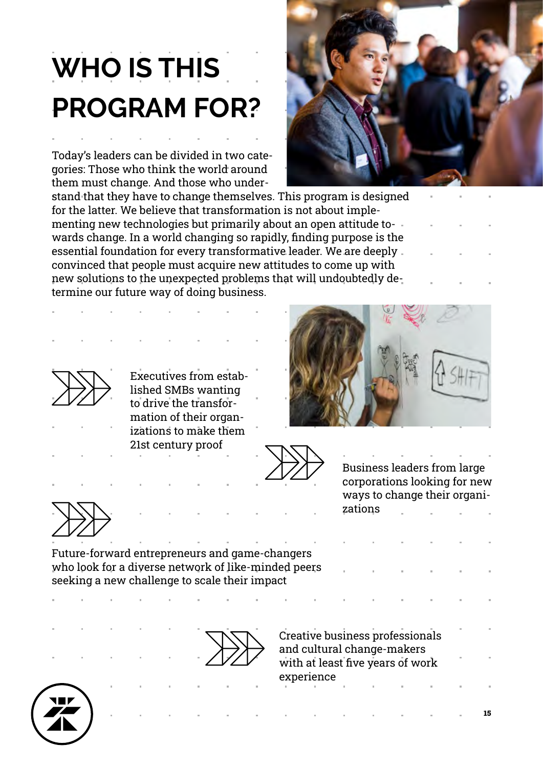# WHO IS THIS PROGRAM FOR?

Today's leaders can be divided in two categories: Those who think the world around them must change. And those who understand that they have to change themselves. This program is designed for the latter. We believe that transformation is not about implementing new technologies but primarily about an open attitude towards change. In a world changing so rapidly, finding purpose is the essential foundation for every transformative leader. We are deeply convinced that people must acquire new attitudes to come up with new solutions to the unexpected problems that will undoubtedly determine our future way of doing business.

- Executives from established SMBs wanting to drive the transformation of their organizations to make them 21st century proof
- Business leaders from large corporations looking for new ways to change their organizations
- Future-forward entrepreneurs and game-changers who look for a diverse network of like-minded peers seeking a new challenge to scale their impact
- Creative business professionals and cultural change-makers with at least five years of work experience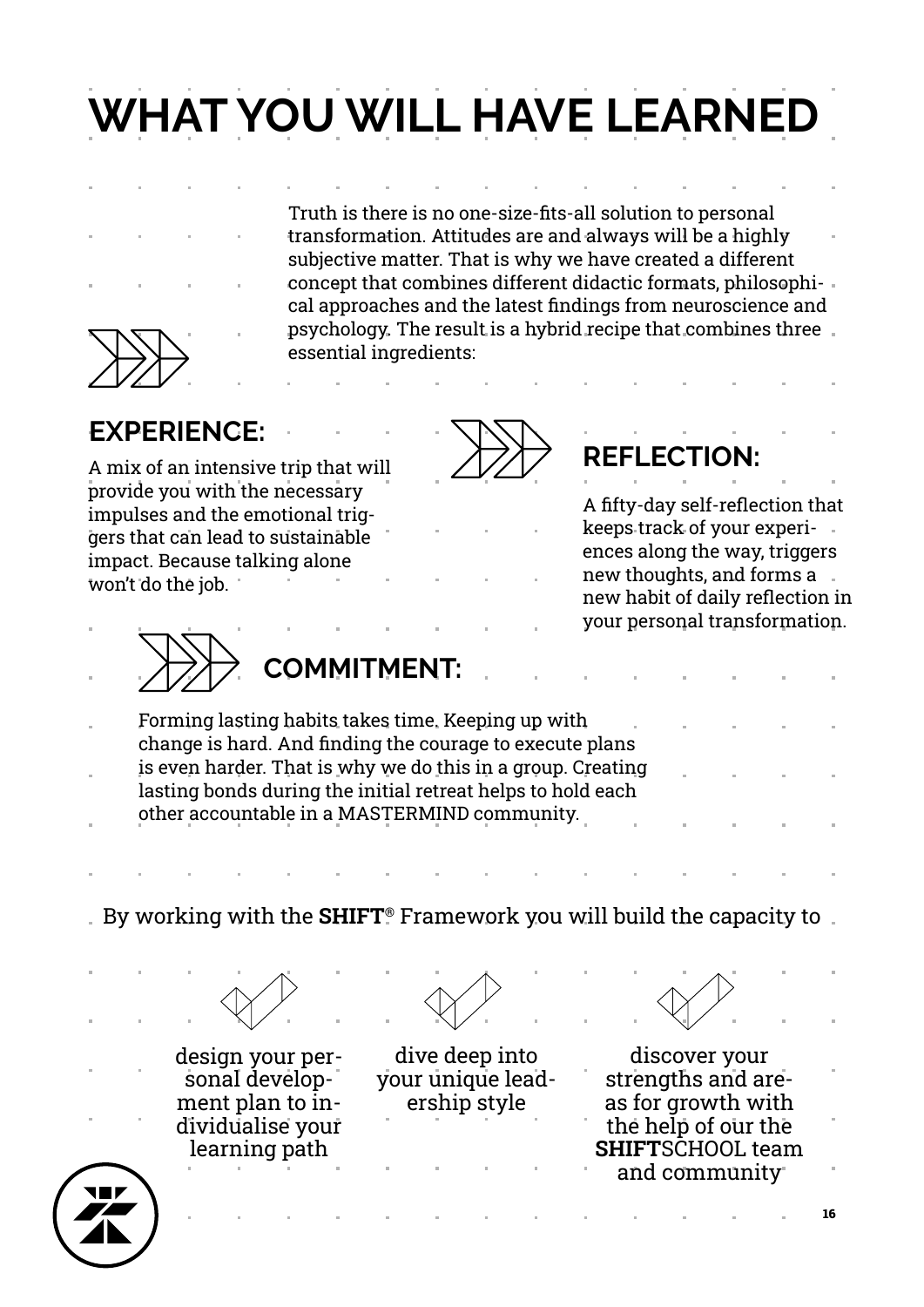# WHAT YOU WILL HAVE LEARNED

Truth is there is no one-size-fits-all solution to personal transformation. Attitudes are and always will be a highly subjective matter. That is why we have created a different concept that combines different didactic formats, philosophical approaches and the latest findings from neuroscience and psychology. The result is a hybrid recipe that combines three essential ingredients:

## EXPERIENCE:

A mix of an intensive trip that will provide you with the necessary impulses and the emotional triggers that can lead to sustainable impact. Because talking alone won't do the job.

## REFLECTION:

A fifty-day self-reflection that keeps track of your experiences along the way, triggers new thoughts, and forms a new habit of daily reflection in your personal transformation.

## COMMITMENT:

Forming lasting habits takes time. Keeping up with change is hard. And finding the courage to execute plans is even harder. That is why we do this in a group. Creating lasting bonds during the initial retreat helps to hold each other accountable in a MASTERMIND community.

By working with the **SHIFT**® Framework you will build the capacity to

- design your personal development plan to individualise your learning path
- dive deep into your unique leadership style
- discover your strengths and areas for growth with the help of our the **SHIFT**SCHOOL team and community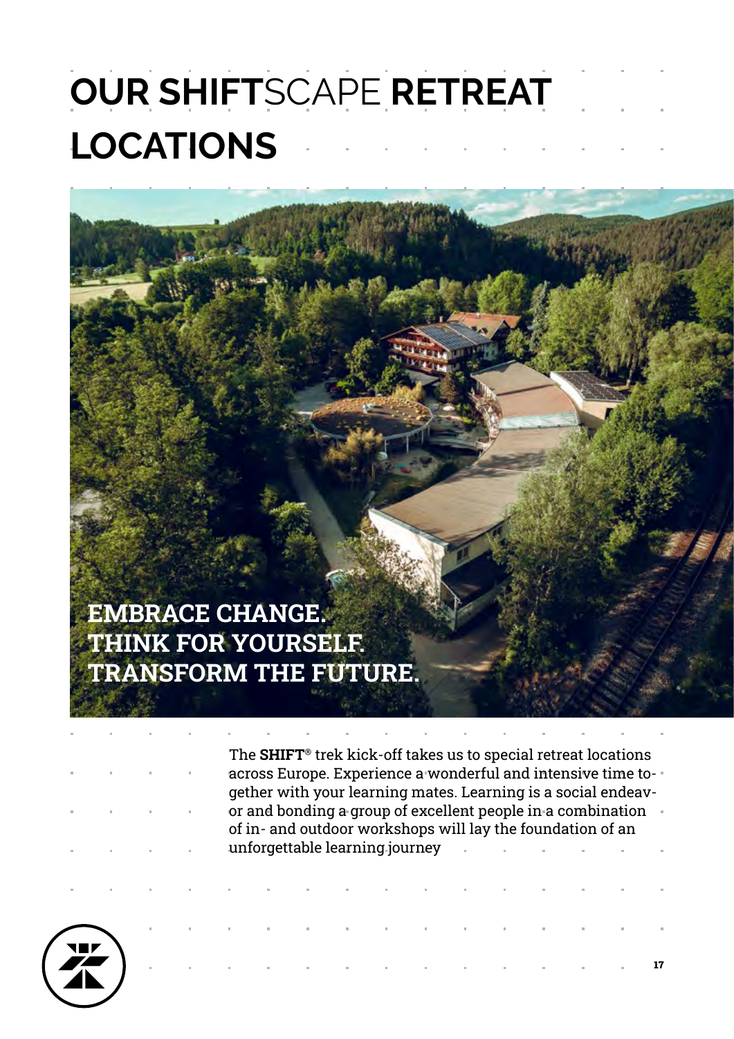# **OUR SHIFT**SCAPE **RETREAT LOCATIONS**

**EMBRACE CHANGE.**
**THINK FOR YOURSELF.**
**TRANSFORM THE FUTURE.**

The **SHIFT**® trek kick-off takes us to special retreat locations across Europe. Experience a wonderful and intensive time together with your learning mates. Learning is a social endeavor and bonding a group of excellent people in a combination of in- and outdoor workshops will lay the foundation of an unforgettable learning journey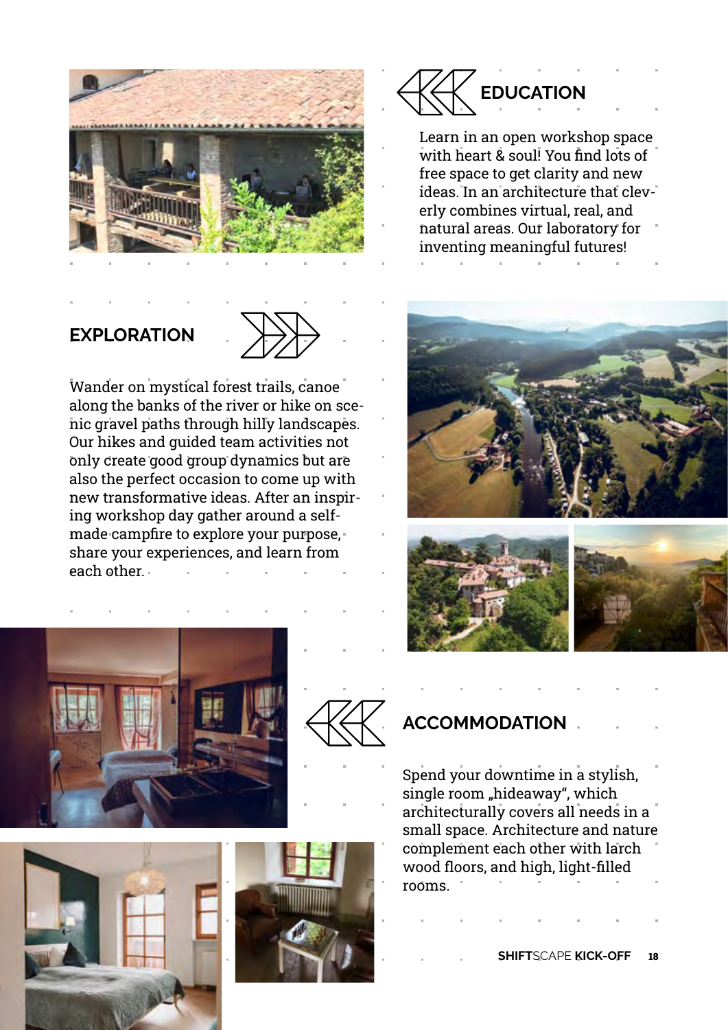## EDUCATION

Learn in an open workshop space with heart & soul! You find lots of free space to get clarity and new ideas. In an architecture that cleverly combines virtual, real, and natural areas. Our laboratory for inventing meaningful futures!

## EXPLORATION

Wander on mystical forest trails, canoe along the banks of the river or hike on scenic gravel paths through hilly landscapes. Our hikes and guided team activities not only create good group dynamics but are also the perfect occasion to come up with new transformative ideas. After an inspiring workshop day gather around a self-made campfire to explore your purpose, share your experiences, and learn from each other.

## ACCOMMODATION

Spend your downtime in a stylish, single room „hideaway“, which architecturally covers all needs in a small space. Architecture and nature complement each other with larch wood floors, and high, light-filled rooms.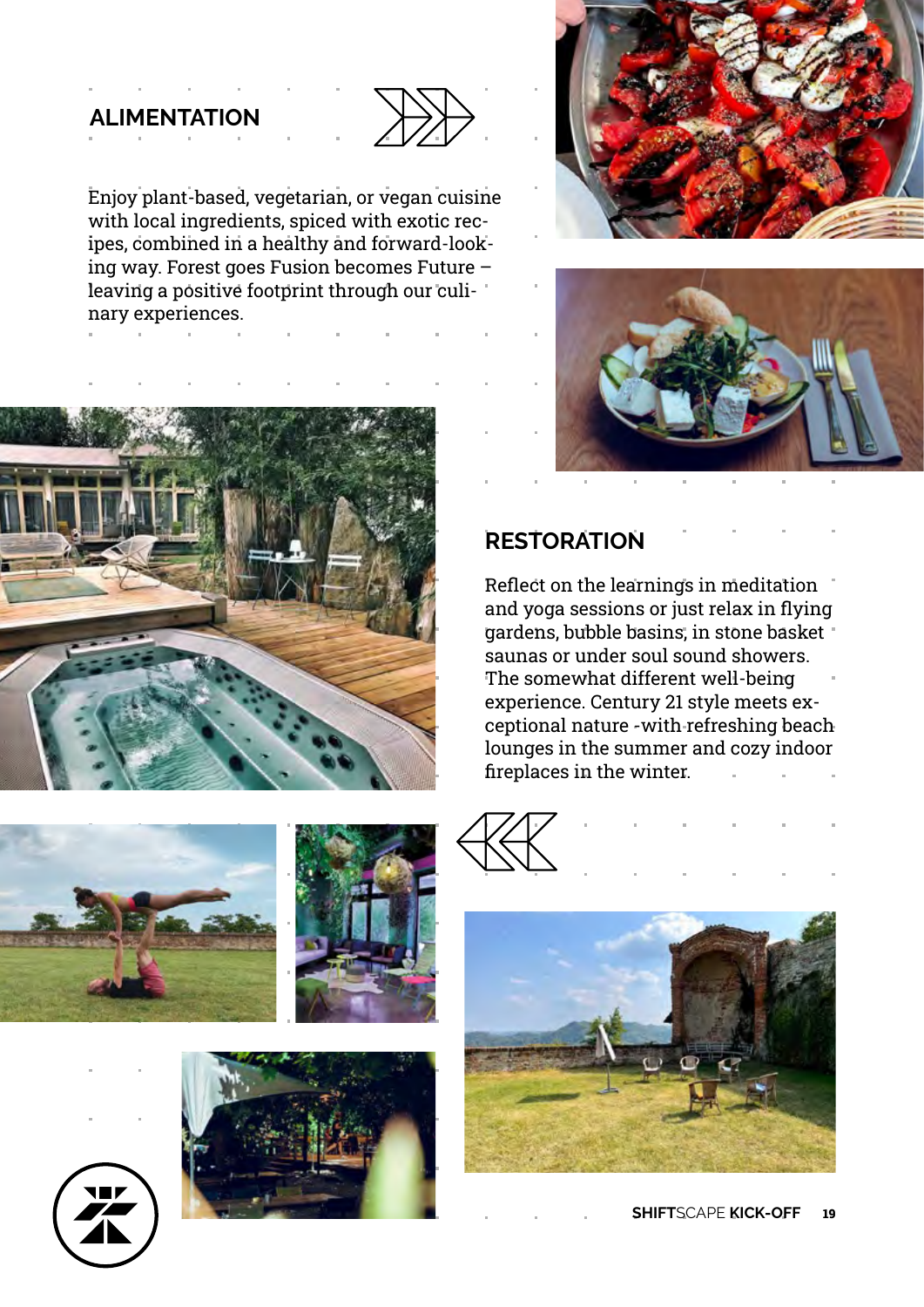## ALIMENTATION

Enjoy plant-based, vegetarian, or vegan cuisine with local ingredients, spiced with exotic recipes, combined in a healthy and forward-looking way. Forest goes Fusion becomes Future – leaving a positive footprint through our culinary experiences.

## RESTORATION

Reflect on the learnings in meditation and yoga sessions or just relax in flying gardens, bubble basins, in stone basket saunas or under soul sound showers. The somewhat different well-being experience. Century 21 style meets exceptional nature -with refreshing beach lounges in the summer and cozy indoor fireplaces in the winter.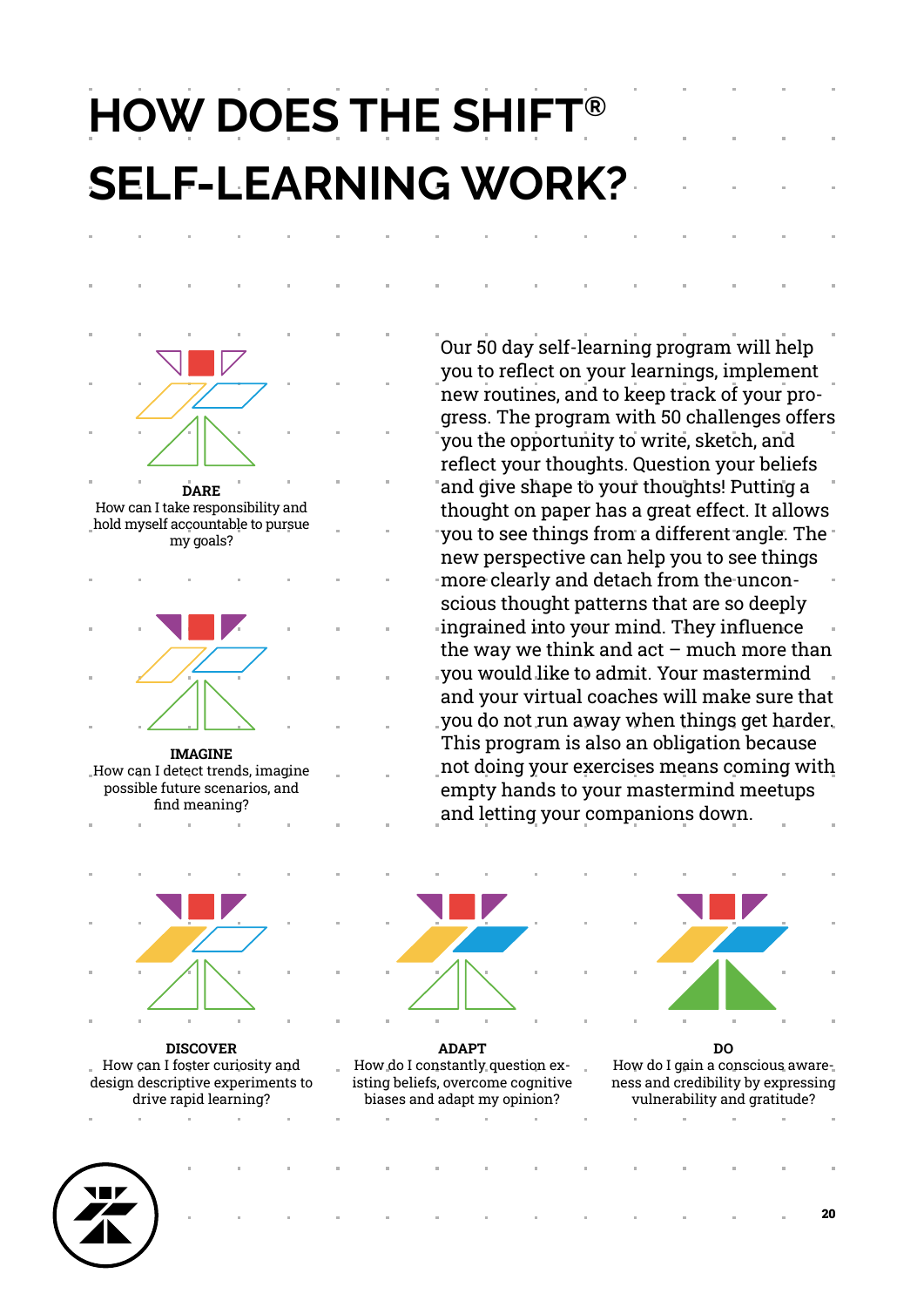# HOW DOES THE SHIFT® SELF-LEARNING WORK?

Our 50 day self-learning program will help you to reflect on your learnings, implement new routines, and to keep track of your progress. The program with 50 challenges offers you the opportunity to write, sketch, and reflect your thoughts. Question your beliefs and give shape to your thoughts! Putting a thought on paper has a great effect. It allows you to see things from a different angle. The new perspective can help you to see things more clearly and detach from the unconscious thought patterns that are so deeply ingrained into your mind. They influence the way we think and act – much more than you would like to admit. Your mastermind and your virtual coaches will make sure that you do not run away when things get harder. This program is also an obligation because not doing your exercises means coming with empty hands to your mastermind meetups and letting your companions down.

**DARE**
How can I take responsibility and hold myself accountable to pursue my goals?

**IMAGINE**
How can I detect trends, imagine possible future scenarios, and find meaning?

**DISCOVER**
How can I foster curiosity and design descriptive experiments to drive rapid learning?

**ADAPT**
How do I constantly question existing beliefs, overcome cognitive biases and adapt my opinion?

**DO**
How do I gain a conscious awareness and credibility by expressing vulnerability and gratitude?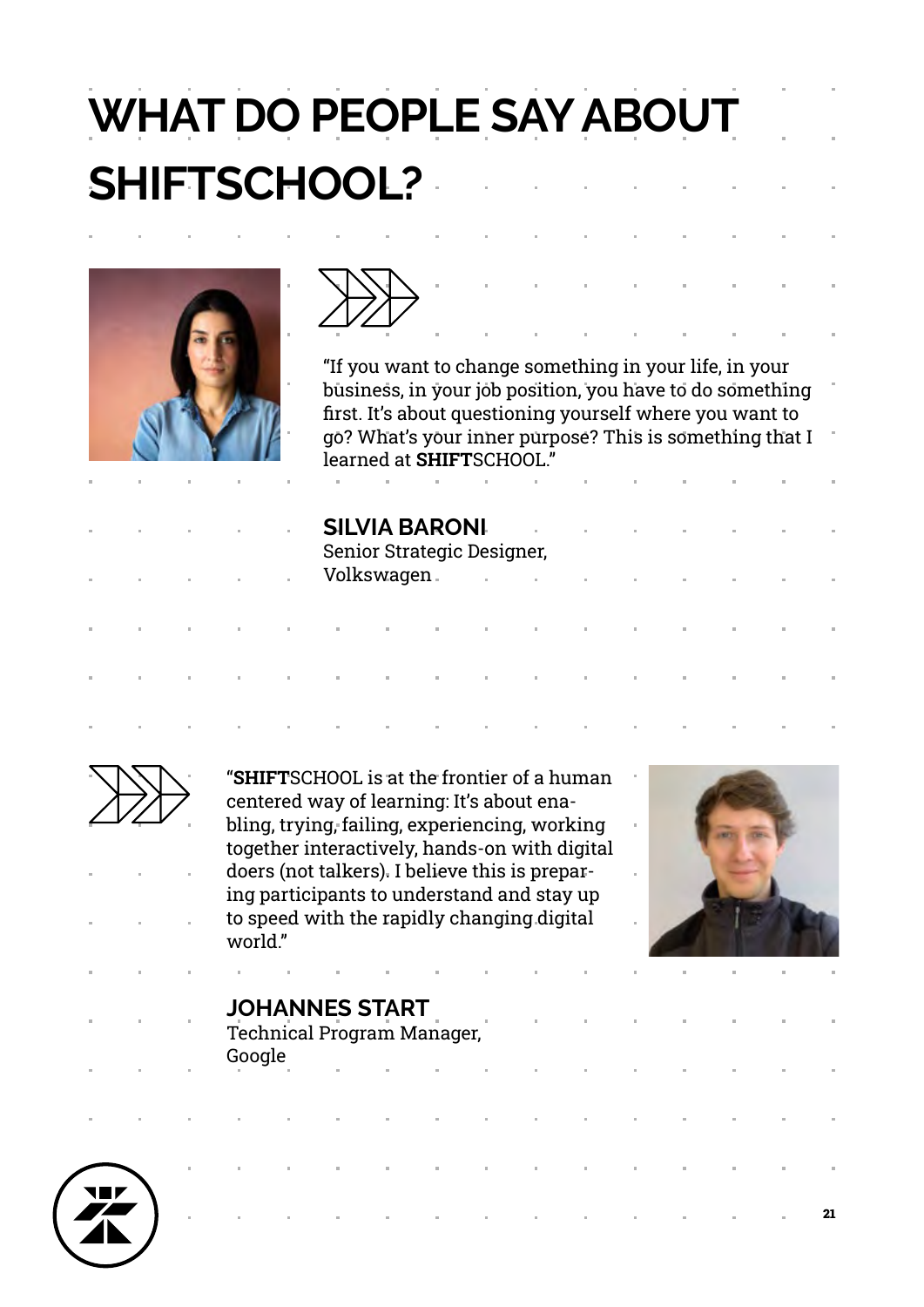# WHAT DO PEOPLE SAY ABOUT SHIFTSCHOOL?

"If you want to change something in your life, in your business, in your job position, you have to do something first. It's about questioning yourself where you want to go? What's your inner purpose? This is something that I learned at **SHIFT**SCHOOL."

**SILVIA BARONI**
Senior Strategic Designer,
Volkswagen

"**SHIFT**SCHOOL is at the frontier of a human centered way of learning: It's about enabling, trying, failing, experiencing, working together interactively, hands-on with digital doers (not talkers). I believe this is preparing participants to understand and stay up to speed with the rapidly changing digital world."

**JOHANNES START**
Technical Program Manager,
Google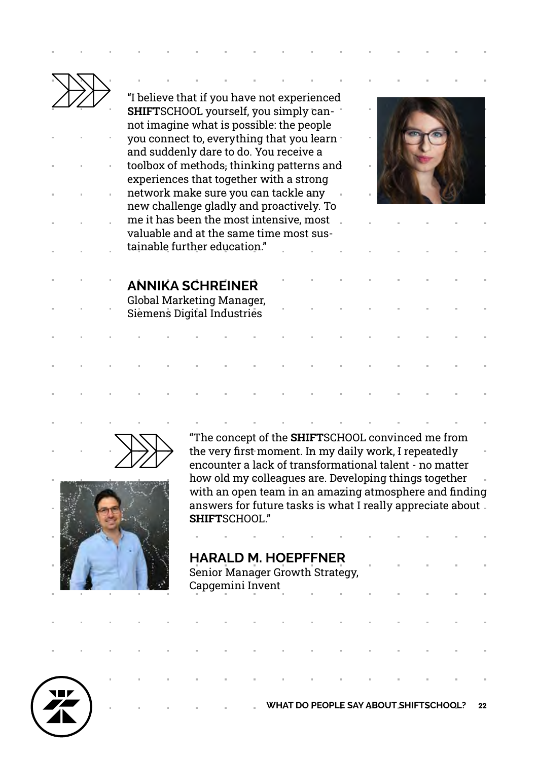"I believe that if you have not experienced **SHIFT**SCHOOL yourself, you simply cannot imagine what is possible: the people you connect to, everything that you learn and suddenly dare to do. You receive a toolbox of methods, thinking patterns and experiences that together with a strong network make sure you can tackle any new challenge gladly and proactively. To me it has been the most intensive, most valuable and at the same time most sustainable further education."

### ANNIKA SCHREINER

Global Marketing Manager,
Siemens Digital Industries

"The concept of the **SHIFT**SCHOOL convinced me from the very first moment. In my daily work, I repeatedly encounter a lack of transformational talent - no matter how old my colleagues are. Developing things together with an open team in an amazing atmosphere and finding answers for future tasks is what I really appreciate about **SHIFT**SCHOOL."

### HARALD M. HOEPFFNER

Senior Manager Growth Strategy,
Capgemini Invent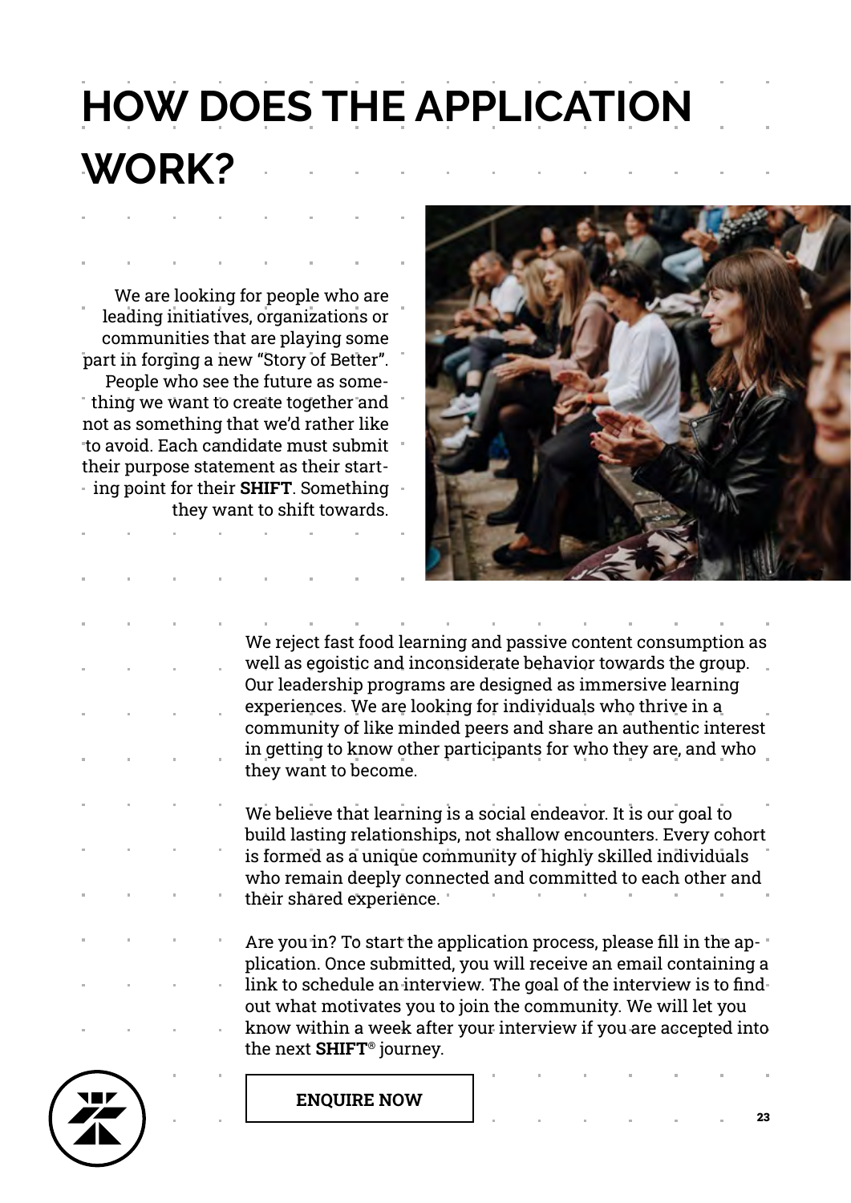# HOW DOES THE APPLICATION WORK?

We are looking for people who are leading initiatives, organizations or communities that are playing some part in forging a new "Story of Better". People who see the future as something we want to create together and not as something that we'd rather like to avoid. Each candidate must submit their purpose statement as their starting point for their **SHIFT**. Something they want to shift towards.

We reject fast food learning and passive content consumption as well as egoistic and inconsiderate behavior towards the group. Our leadership programs are designed as immersive learning experiences. We are looking for individuals who thrive in a community of like minded peers and share an authentic interest in getting to know other participants for who they are, and who they want to become.

We believe that learning is a social endeavor. It is our goal to build lasting relationships, not shallow encounters. Every cohort is formed as a unique community of highly skilled individuals who remain deeply connected and committed to each other and their shared experience.

Are you in? To start the application process, please fill in the application. Once submitted, you will receive an email containing a link to schedule an interview. The goal of the interview is to find out what motivates you to join the community. We will let you know within a week after your interview if you are accepted into the next **SHIFT**® journey.

**ENQUIRE NOW**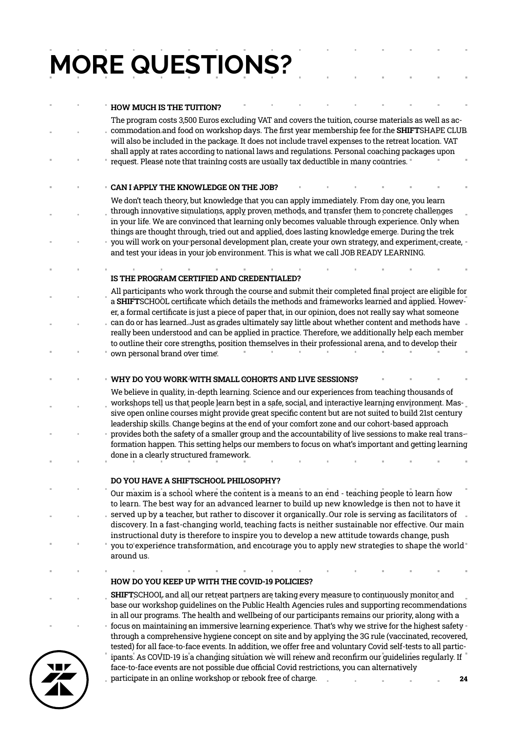# MORE QUESTIONS?

### HOW MUCH IS THE TUITION?

The program costs 3,500 Euros excluding VAT and covers the tuition, course materials as well as accommodation and food on workshop days. The first year membership fee for the **SHIFT**SHAPE CLUB will also be included in the package. It does not include travel expenses to the retreat location. VAT shall apply at rates according to national laws and regulations. Personal coaching packages upon request. Please note that training costs are usually tax deductible in many countries.

### CAN I APPLY THE KNOWLEDGE ON THE JOB?

We don't teach theory, but knowledge that you can apply immediately. From day one, you learn through innovative simulations, apply proven methods, and transfer them to concrete challenges in your life. We are convinced that learning only becomes valuable through experience. Only when things are thought through, tried out and applied, does lasting knowledge emerge. During the trek you will work on your personal development plan, create your own strategy, and experiment, create, and test your ideas in your job environment. This is what we call JOB READY LEARNING.

### IS THE PROGRAM CERTIFIED AND CREDENTIALED?

All participants who work through the course and submit their completed final project are eligible for a **SHIFT**SCHOOL certificate which details the methods and frameworks learned and applied. However, a formal certificate is just a piece of paper that, in our opinion, does not really say what someone can do or has learned. Just as grades ultimately say little about whether content and methods have really been understood and can be applied in practice. Therefore, we additionally help each member to outline their core strengths, position themselves in their professional arena, and to develop their own personal brand over time.

### WHY DO YOU WORK WITH SMALL COHORTS AND LIVE SESSIONS?

We believe in quality, in-depth learning. Science and our experiences from teaching thousands of workshops tell us that people learn best in a safe, social, and interactive learning environment. Massive open online courses might provide great specific content but are not suited to build 21st century leadership skills. Change begins at the end of your comfort zone and our cohort-based approach provides both the safety of a smaller group and the accountability of live sessions to make real transformation happen. This setting helps our members to focus on what's important and getting learning done in a clearly structured framework.

### DO YOU HAVE A SHIFTSCHOOL PHILOSOPHY?

Our maxim is a school where the content is a means to an end - teaching people to learn how to learn. The best way for an advanced learner to build up new knowledge is then not to have it served up by a teacher, but rather to discover it organically. Our role is serving as facilitators of discovery. In a fast-changing world, teaching facts is neither sustainable nor effective. Our main instructional duty is therefore to inspire you to develop a new attitude towards change, push you to experience transformation, and encourage you to apply new strategies to shape the world around us.

### HOW DO YOU KEEP UP WITH THE COVID-19 POLICIES?

**SHIFT**SCHOOL and all our retreat partners are taking every measure to continuously monitor and base our workshop guidelines on the Public Health Agencies rules and supporting recommendations in all our programs. The health and wellbeing of our participants remains our priority, along with a focus on maintaining an immersive learning experience. That's why we strive for the highest safety through a comprehensive hygiene concept on site and by applying the 3G rule (vaccinated, recovered, tested) for all face-to-face events. In addition, we offer free and voluntary Covid self-tests to all participants. As COVID-19 is a changing situation we will renew and reconfirm our guidelines regularly. If face-to-face events are not possible due official Covid restrictions, you can alternatively participate in an online workshop or rebook free of charge.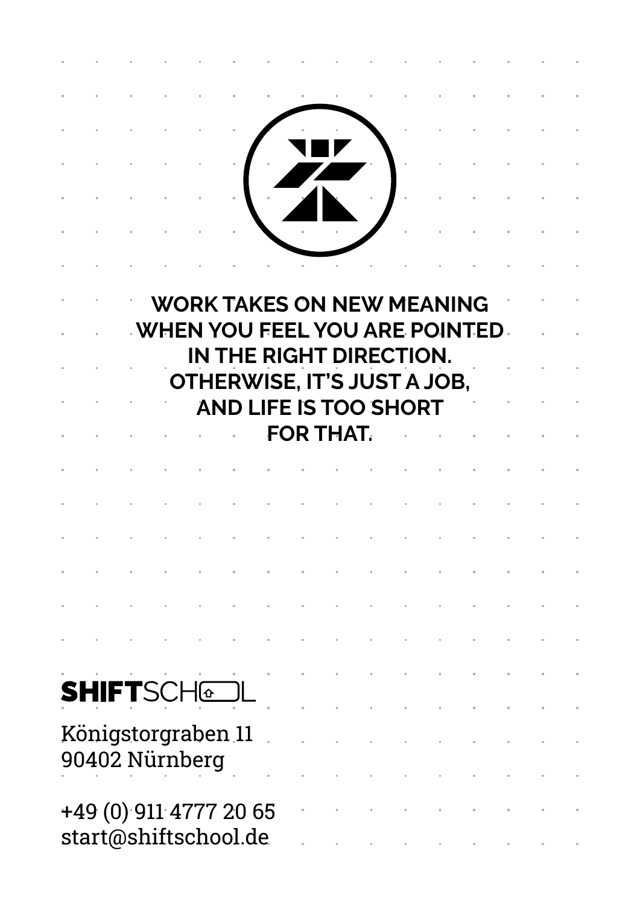**WORK TAKES ON NEW MEANING WHEN YOU FEEL YOU ARE POINTED IN THE RIGHT DIRECTION. OTHERWISE, IT'S JUST A JOB, AND LIFE IS TOO SHORT FOR THAT.**

**SHIFT**SCHOOL

Königstorgraben 11
90402 Nürnberg

+49 (0) 911 4777 20 65
start@shiftschool.de